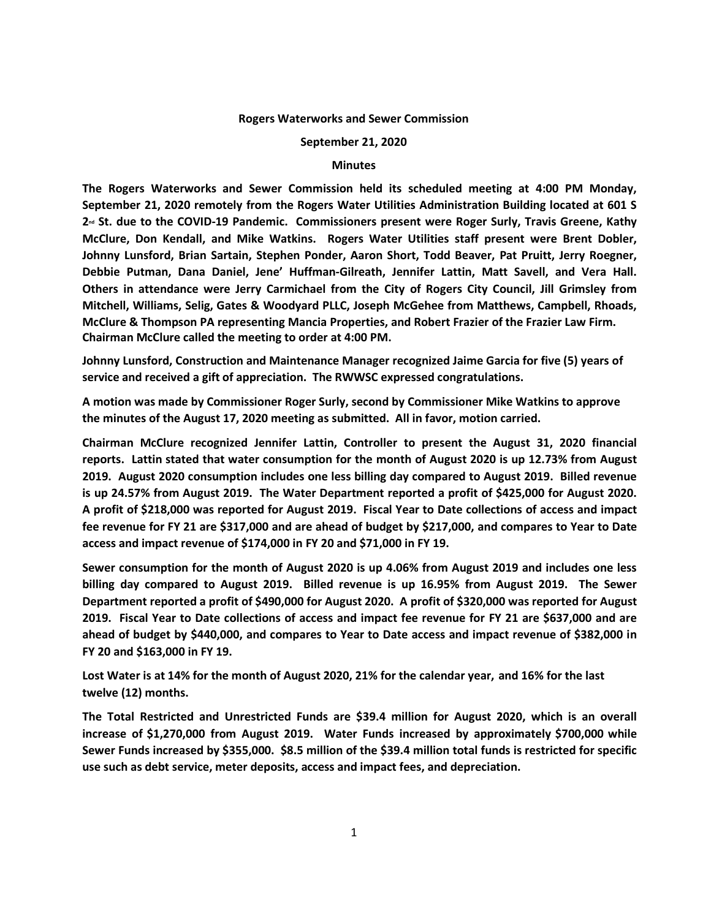**Rogers Waterworks and Sewer Commission**

**September 21, 2020**

**Minutes**

**The Rogers Waterworks and Sewer Commission held its scheduled meeting at 4:00 PM Monday, September 21, 2020 remotely from the Rogers Water Utilities Administration Building located at 601 S 2nd St. due to the COVID-19 Pandemic. Commissioners present were Roger Surly, Travis Greene, Kathy McClure, Don Kendall, and Mike Watkins. Rogers Water Utilities staff present were Brent Dobler, Johnny Lunsford, Brian Sartain, Stephen Ponder, Aaron Short, Todd Beaver, Pat Pruitt, Jerry Roegner, Debbie Putman, Dana Daniel, Jene' Huffman-Gilreath, Jennifer Lattin, Matt Savell, and Vera Hall. Others in attendance were Jerry Carmichael from the City of Rogers City Council, Jill Grimsley from Mitchell, Williams, Selig, Gates & Woodyard PLLC, Joseph McGehee from Matthews, Campbell, Rhoads, McClure & Thompson PA representing Mancia Properties, and Robert Frazier of the Frazier Law Firm. Chairman McClure called the meeting to order at 4:00 PM.**

**Johnny Lunsford, Construction and Maintenance Manager recognized Jaime Garcia for five (5) years of service and received a gift of appreciation. The RWWSC expressed congratulations.**

**A motion was made by Commissioner Roger Surly, second by Commissioner Mike Watkins to approve the minutes of the August 17, 2020 meeting as submitted. All in favor, motion carried.**

**Chairman McClure recognized Jennifer Lattin, Controller to present the August 31, 2020 financial reports. Lattin stated that water consumption for the month of August 2020 is up 12.73% from August 2019. August 2020 consumption includes one less billing day compared to August 2019. Billed revenue is up 24.57% from August 2019. The Water Department reported a profit of $425,000 for August 2020. A profit of $218,000 was reported for August 2019. Fiscal Year to Date collections of access and impact fee revenue for FY 21 are $317,000 and are ahead of budget by $217,000, and compares to Year to Date access and impact revenue of $174,000 in FY 20 and $71,000 in FY 19.**

**Sewer consumption for the month of August 2020 is up 4.06% from August 2019 and includes one less billing day compared to August 2019. Billed revenue is up 16.95% from August 2019. The Sewer Department reported a profit of $490,000 for August 2020. A profit of $320,000 was reported for August 2019. Fiscal Year to Date collections of access and impact fee revenue for FY 21 are $637,000 and are ahead of budget by $440,000, and compares to Year to Date access and impact revenue of $382,000 in FY 20 and $163,000 in FY 19.**

**Lost Water is at 14% for the month of August 2020, 21% for the calendar year, and 16% for the last twelve (12) months.**

**The Total Restricted and Unrestricted Funds are $39.4 million for August 2020, which is an overall increase of $1,270,000 from August 2019. Water Funds increased by approximately $700,000 while Sewer Funds increased by $355,000. $8.5 million of the $39.4 million total funds is restricted for specific use such as debt service, meter deposits, access and impact fees, and depreciation.**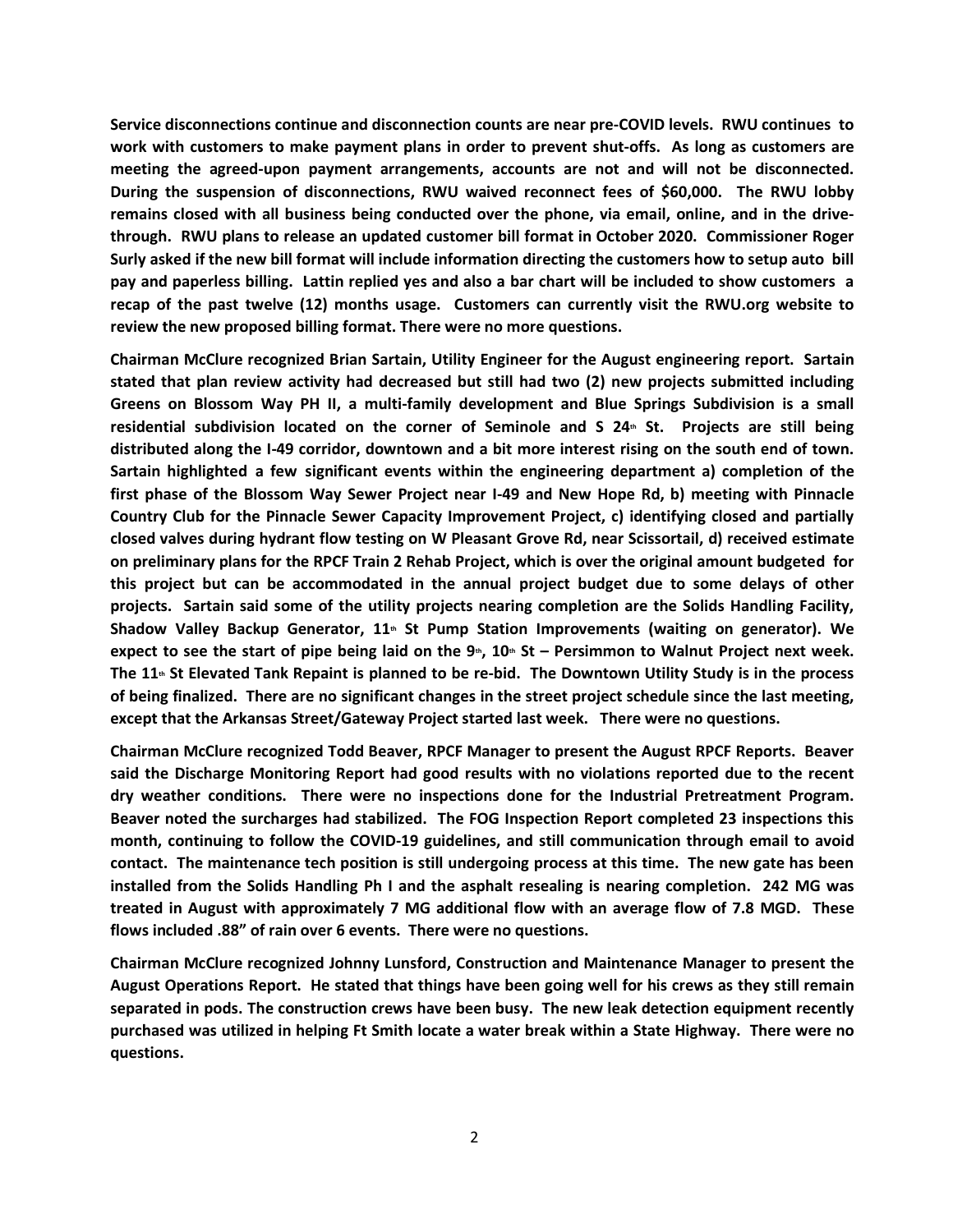**Service disconnections continue and disconnection counts are near pre-COVID levels. RWU continues to work with customers to make payment plans in order to prevent shut-offs. As long as customers are meeting the agreed-upon payment arrangements, accounts are not and will not be disconnected. During the suspension of disconnections, RWU waived reconnect fees of $60,000. The RWU lobby remains closed with all business being conducted over the phone, via email, online, and in the drive-through. RWU plans to release an updated customer bill format in October 2020. Commissioner Roger Surly asked if the new bill format will include information directing the customers how to setup auto bill pay and paperless billing. Lattin replied yes and also a bar chart will be included to show customers a recap of the past twelve (12) months usage. Customers can currently visit the RWU.org website to review the new proposed billing format. There were no more questions.**

**Chairman McClure recognized Brian Sartain, Utility Engineer for the August engineering report. Sartain stated that plan review activity had decreased but still had two (2) new projects submitted including Greens on Blossom Way PH II, a multi-family development and Blue Springs Subdivision is a small residential subdivision located on the corner of Seminole and S 24th St. Projects are still being distributed along the I-49 corridor, downtown and a bit more interest rising on the south end of town. Sartain highlighted a few significant events within the engineering department a) completion of the first phase of the Blossom Way Sewer Project near I-49 and New Hope Rd, b) meeting with Pinnacle Country Club for the Pinnacle Sewer Capacity Improvement Project, c) identifying closed and partially closed valves during hydrant flow testing on W Pleasant Grove Rd, near Scissortail, d) received estimate on preliminary plans for the RPCF Train 2 Rehab Project, which is over the original amount budgeted for this project but can be accommodated in the annual project budget due to some delays of other projects. Sartain said some of the utility projects nearing completion are the Solids Handling Facility, Shadow Valley Backup Generator, 11th St Pump Station Improvements (waiting on generator). We expect to see the start of pipe being laid on the 9th, 10th St – Persimmon to Walnut Project next week. The 11th St Elevated Tank Repaint is planned to be re-bid. The Downtown Utility Study is in the process of being finalized. There are no significant changes in the street project schedule since the last meeting, except that the Arkansas Street/Gateway Project started last week. There were no questions.**

**Chairman McClure recognized Todd Beaver, RPCF Manager to present the August RPCF Reports. Beaver said the Discharge Monitoring Report had good results with no violations reported due to the recent dry weather conditions. There were no inspections done for the Industrial Pretreatment Program. Beaver noted the surcharges had stabilized. The FOG Inspection Report completed 23 inspections this month, continuing to follow the COVID-19 guidelines, and still communication through email to avoid contact. The maintenance tech position is still undergoing process at this time. The new gate has been installed from the Solids Handling Ph I and the asphalt resealing is nearing completion. 242 MG was treated in August with approximately 7 MG additional flow with an average flow of 7.8 MGD. These flows included .88" of rain over 6 events. There were no questions.**

**Chairman McClure recognized Johnny Lunsford, Construction and Maintenance Manager to present the August Operations Report. He stated that things have been going well for his crews as they still remain separated in pods. The construction crews have been busy. The new leak detection equipment recently purchased was utilized in helping Ft Smith locate a water break within a State Highway. There were no questions.**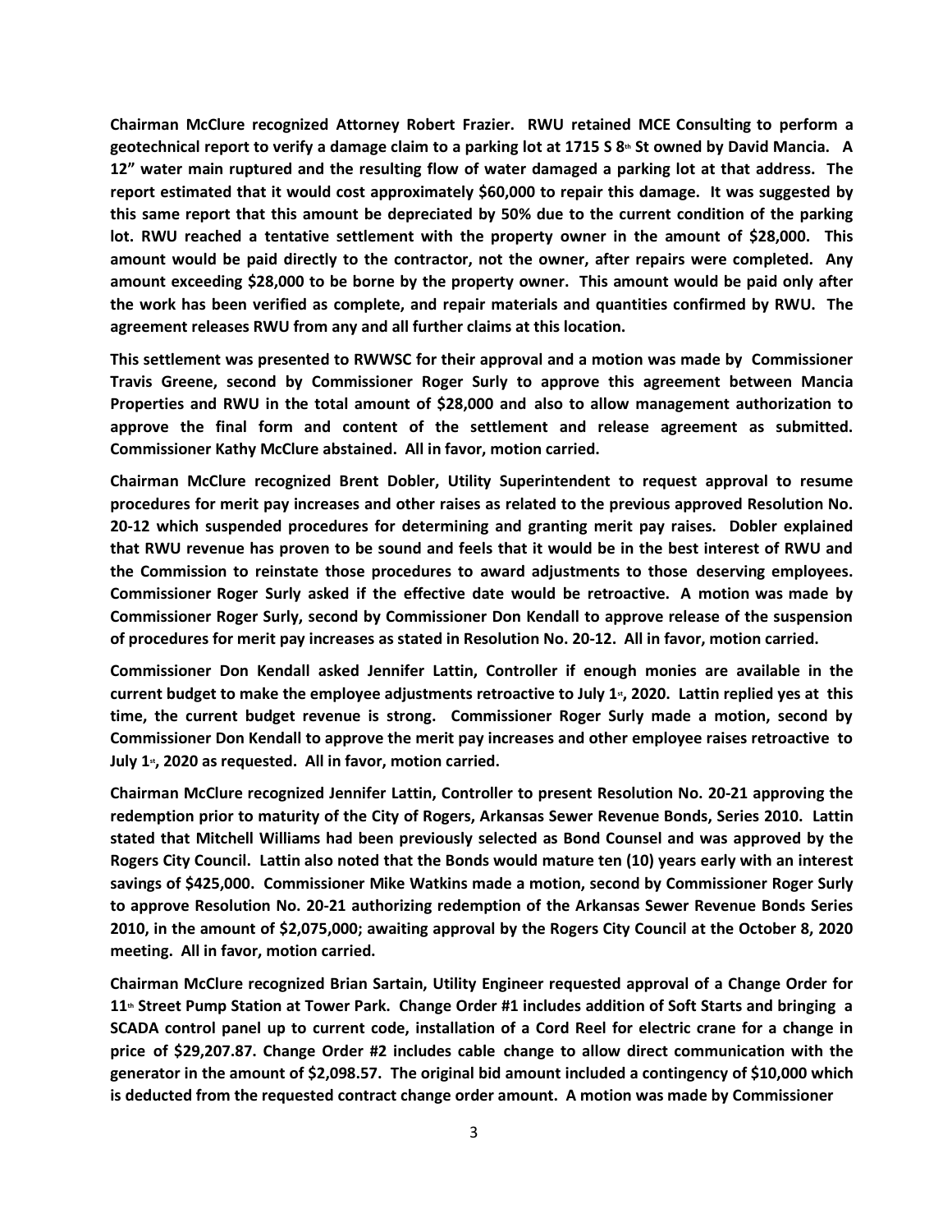**Chairman McClure recognized Attorney Robert Frazier. RWU retained MCE Consulting to perform a geotechnical report to verify a damage claim to a parking lot at 1715 S 8th St owned by David Mancia. A 12" water main ruptured and the resulting flow of water damaged a parking lot at that address. The report estimated that it would cost approximately $60,000 to repair this damage. It was suggested by this same report that this amount be depreciated by 50% due to the current condition of the parking lot. RWU reached a tentative settlement with the property owner in the amount of $28,000. This amount would be paid directly to the contractor, not the owner, after repairs were completed. Any amount exceeding $28,000 to be borne by the property owner. This amount would be paid only after the work has been verified as complete, and repair materials and quantities confirmed by RWU. The agreement releases RWU from any and all further claims at this location.**

**This settlement was presented to RWWSC for their approval and a motion was made by Commissioner Travis Greene, second by Commissioner Roger Surly to approve this agreement between Mancia Properties and RWU in the total amount of $28,000 and also to allow management authorization to approve the final form and content of the settlement and release agreement as submitted. Commissioner Kathy McClure abstained. All in favor, motion carried.**

**Chairman McClure recognized Brent Dobler, Utility Superintendent to request approval to resume procedures for merit pay increases and other raises as related to the previous approved Resolution No. 20-12 which suspended procedures for determining and granting merit pay raises. Dobler explained that RWU revenue has proven to be sound and feels that it would be in the best interest of RWU and the Commission to reinstate those procedures to award adjustments to those deserving employees. Commissioner Roger Surly asked if the effective date would be retroactive. A motion was made by Commissioner Roger Surly, second by Commissioner Don Kendall to approve release of the suspension of procedures for merit pay increases as stated in Resolution No. 20-12. All in favor, motion carried.**

**Commissioner Don Kendall asked Jennifer Lattin, Controller if enough monies are available in the current budget to make the employee adjustments retroactive to July 1st, 2020. Lattin replied yes at this time, the current budget revenue is strong. Commissioner Roger Surly made a motion, second by Commissioner Don Kendall to approve the merit pay increases and other employee raises retroactive to July 1st, 2020 as requested. All in favor, motion carried.**

**Chairman McClure recognized Jennifer Lattin, Controller to present Resolution No. 20-21 approving the redemption prior to maturity of the City of Rogers, Arkansas Sewer Revenue Bonds, Series 2010. Lattin stated that Mitchell Williams had been previously selected as Bond Counsel and was approved by the Rogers City Council. Lattin also noted that the Bonds would mature ten (10) years early with an interest savings of $425,000. Commissioner Mike Watkins made a motion, second by Commissioner Roger Surly to approve Resolution No. 20-21 authorizing redemption of the Arkansas Sewer Revenue Bonds Series 2010, in the amount of $2,075,000; awaiting approval by the Rogers City Council at the October 8, 2020 meeting. All in favor, motion carried.**

**Chairman McClure recognized Brian Sartain, Utility Engineer requested approval of a Change Order for 11th Street Pump Station at Tower Park. Change Order #1 includes addition of Soft Starts and bringing a SCADA control panel up to current code, installation of a Cord Reel for electric crane for a change in price of $29,207.87. Change Order #2 includes cable change to allow direct communication with the generator in the amount of $2,098.57. The original bid amount included a contingency of $10,000 which is deducted from the requested contract change order amount. A motion was made by Commissioner**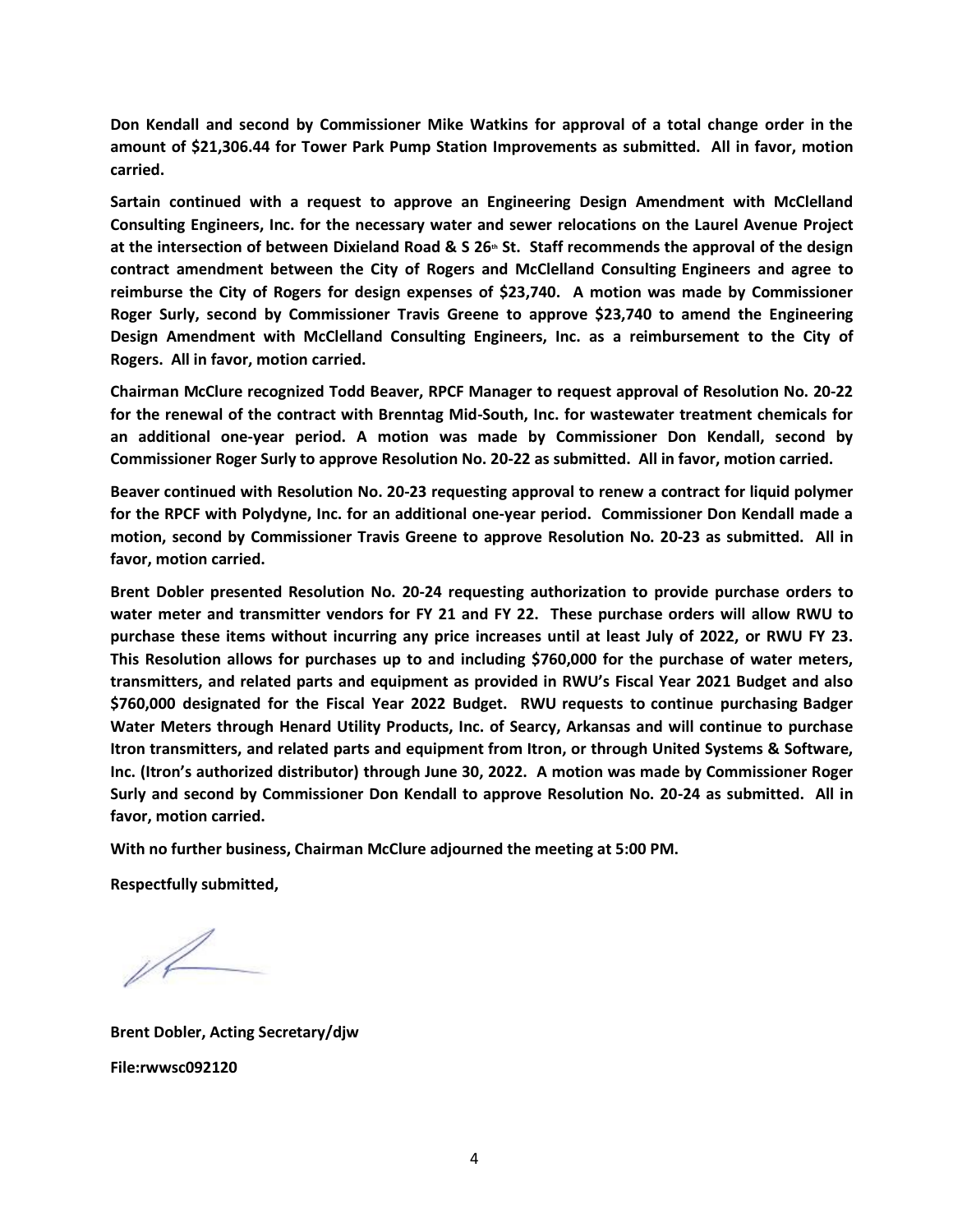**Don Kendall and second by Commissioner Mike Watkins for approval of a total change order in the amount of $21,306.44 for Tower Park Pump Station Improvements as submitted. All in favor, motion carried.**

**Sartain continued with a request to approve an Engineering Design Amendment with McClelland Consulting Engineers, Inc. for the necessary water and sewer relocations on the Laurel Avenue Project at the intersection of between Dixieland Road & S 26th St. Staff recommends the approval of the design contract amendment between the City of Rogers and McClelland Consulting Engineers and agree to reimburse the City of Rogers for design expenses of $23,740. A motion was made by Commissioner Roger Surly, second by Commissioner Travis Greene to approve $23,740 to amend the Engineering Design Amendment with McClelland Consulting Engineers, Inc. as a reimbursement to the City of Rogers. All in favor, motion carried.**

**Chairman McClure recognized Todd Beaver, RPCF Manager to request approval of Resolution No. 20-22 for the renewal of the contract with Brenntag Mid-South, Inc. for wastewater treatment chemicals for an additional one-year period. A motion was made by Commissioner Don Kendall, second by Commissioner Roger Surly to approve Resolution No. 20-22 as submitted. All in favor, motion carried.**

**Beaver continued with Resolution No. 20-23 requesting approval to renew a contract for liquid polymer for the RPCF with Polydyne, Inc. for an additional one-year period. Commissioner Don Kendall made a motion, second by Commissioner Travis Greene to approve Resolution No. 20-23 as submitted. All in favor, motion carried.**

**Brent Dobler presented Resolution No. 20-24 requesting authorization to provide purchase orders to water meter and transmitter vendors for FY 21 and FY 22. These purchase orders will allow RWU to purchase these items without incurring any price increases until at least July of 2022, or RWU FY 23. This Resolution allows for purchases up to and including $760,000 for the purchase of water meters, transmitters, and related parts and equipment as provided in RWU's Fiscal Year 2021 Budget and also $760,000 designated for the Fiscal Year 2022 Budget. RWU requests to continue purchasing Badger Water Meters through Henard Utility Products, Inc. of Searcy, Arkansas and will continue to purchase Itron transmitters, and related parts and equipment from Itron, or through United Systems & Software, Inc. (Itron's authorized distributor) through June 30, 2022. A motion was made by Commissioner Roger Surly and second by Commissioner Don Kendall to approve Resolution No. 20-24 as submitted. All in favor, motion carried.**

**With no further business, Chairman McClure adjourned the meeting at 5:00 PM.**

**Respectfully submitted,**

**Brent Dobler, Acting Secretary/djw**

**File:rwwsc092120**